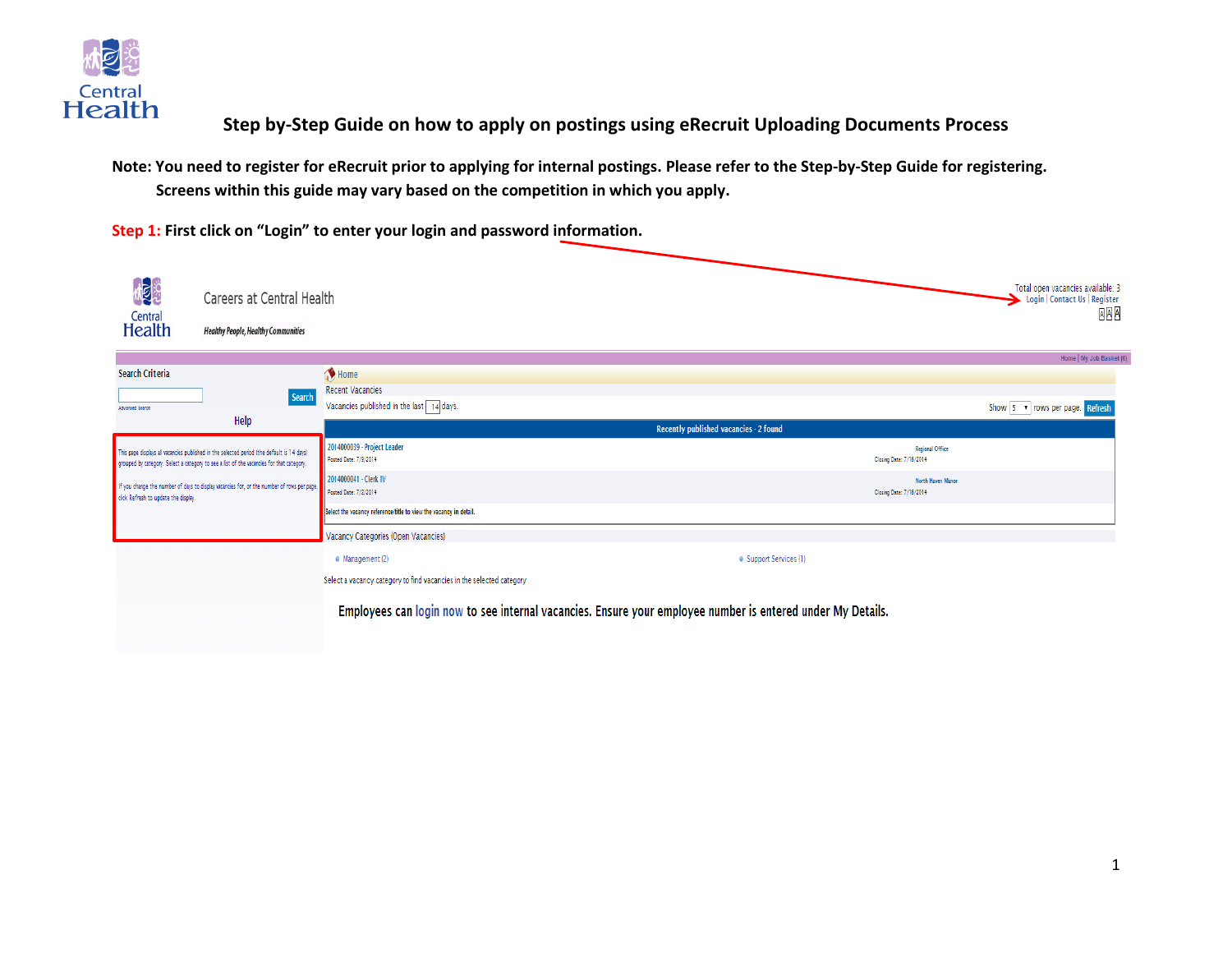# Step by-Step Guide on how to apply on postings using eRecruit Uploading Documents Process

**Note: You need to register for eRecruit prior to applying for internal postings. Please refer to the Step-by-Step Guide for registering. Screens within this guide may vary based on the competition in which you apply.**

**Step 1: First click on "Login" to enter your login and password information.**

Careers at Central Health

*Healthy People, Healthy Communities*

Total open vacancies available: 3
Login | Contact Us | Register

Home | My Job Basket (0)

Search Criteria

Search

Advanced Search

Help

This page displays all vacancies published in the selected period (the default is 14 days) grouped by category. Select a category to see a list of the vacancies for that category.

If you change the number of days to display vacancies for, or the number of rows per page, click Refresh to update the display.

Home

Recent Vacancies

Vacancies published in the last 14 days.

Show 5 rows per page. Refresh

| Recently published vacancies - 2 found | |
|---|---|
| 2014000039 - Project Leader<br>Posted Date: 7/9/2014 | Regional Office<br>Closing Date: 7/16/2014 |
| 2014000041 - Clerk IV<br>Posted Date: 7/2/2014 | North Haven Manor<br>Closing Date: 7/16/2014 |

Select the vacancy reference/title to view the vacancy in detail.

Vacancy Categories (Open Vacancies)

- Management (2)
- Support Services (1)

Select a vacancy category to find vacancies in the selected category

Employees can login now to see internal vacancies. Ensure your employee number is entered under My Details.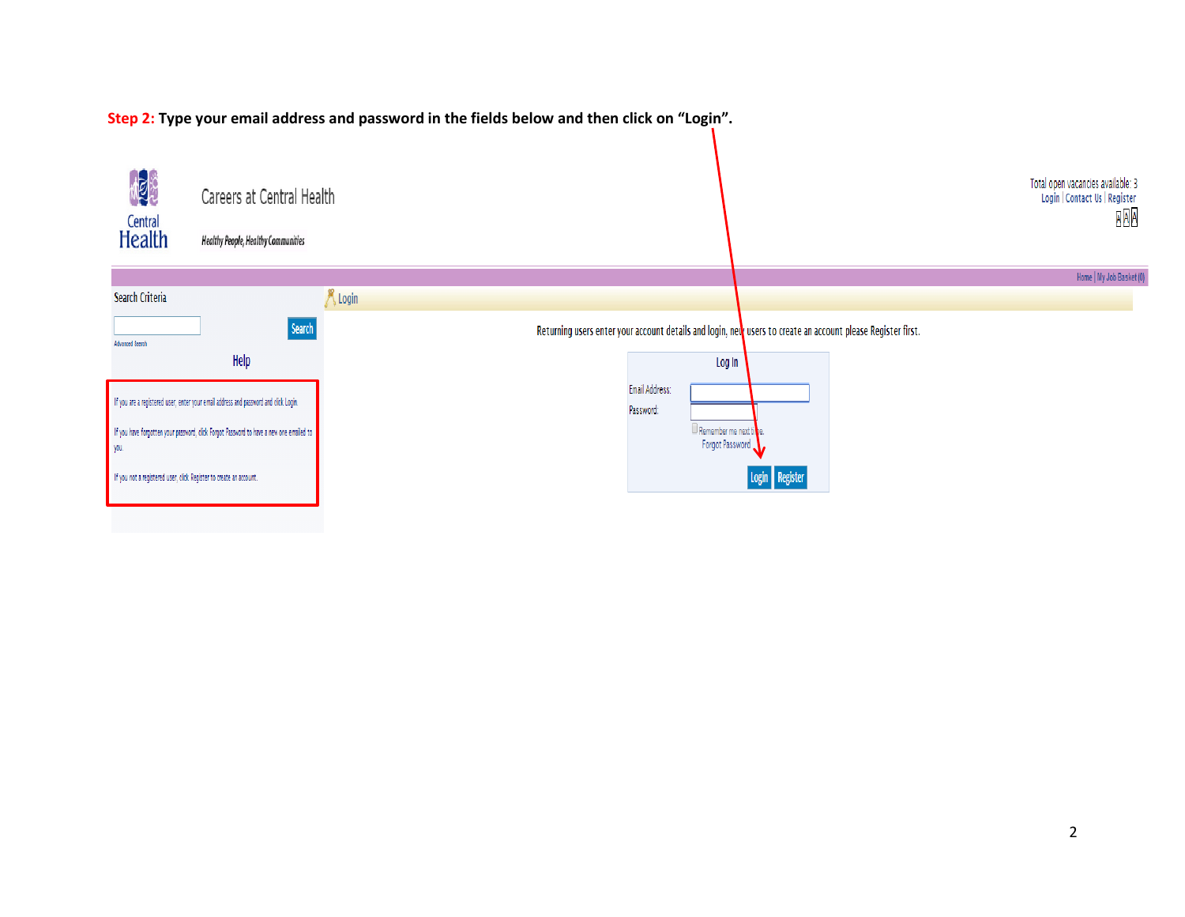**Step 2: Type your email address and password in the fields below and then click on "Login".**

Careers at Central Health

Healthy People, Healthy Communities

Total open vacancies available: 3

Login | Contact Us | Register

Home | My Job Basket (0)

Search Criteria

Search

Advanced Search

Help

If you are a registered user, enter your email address and password and click Login.

If you have forgotten your password, click Forgot Password to have a new one emailed to you.

If you not a registered user, click Register to create an account.

Login

Returning users enter your account details and login, new users to create an account please Register first.

Log In

Email Address:

Password:

Remember me next time.

Forgot Password

Login Register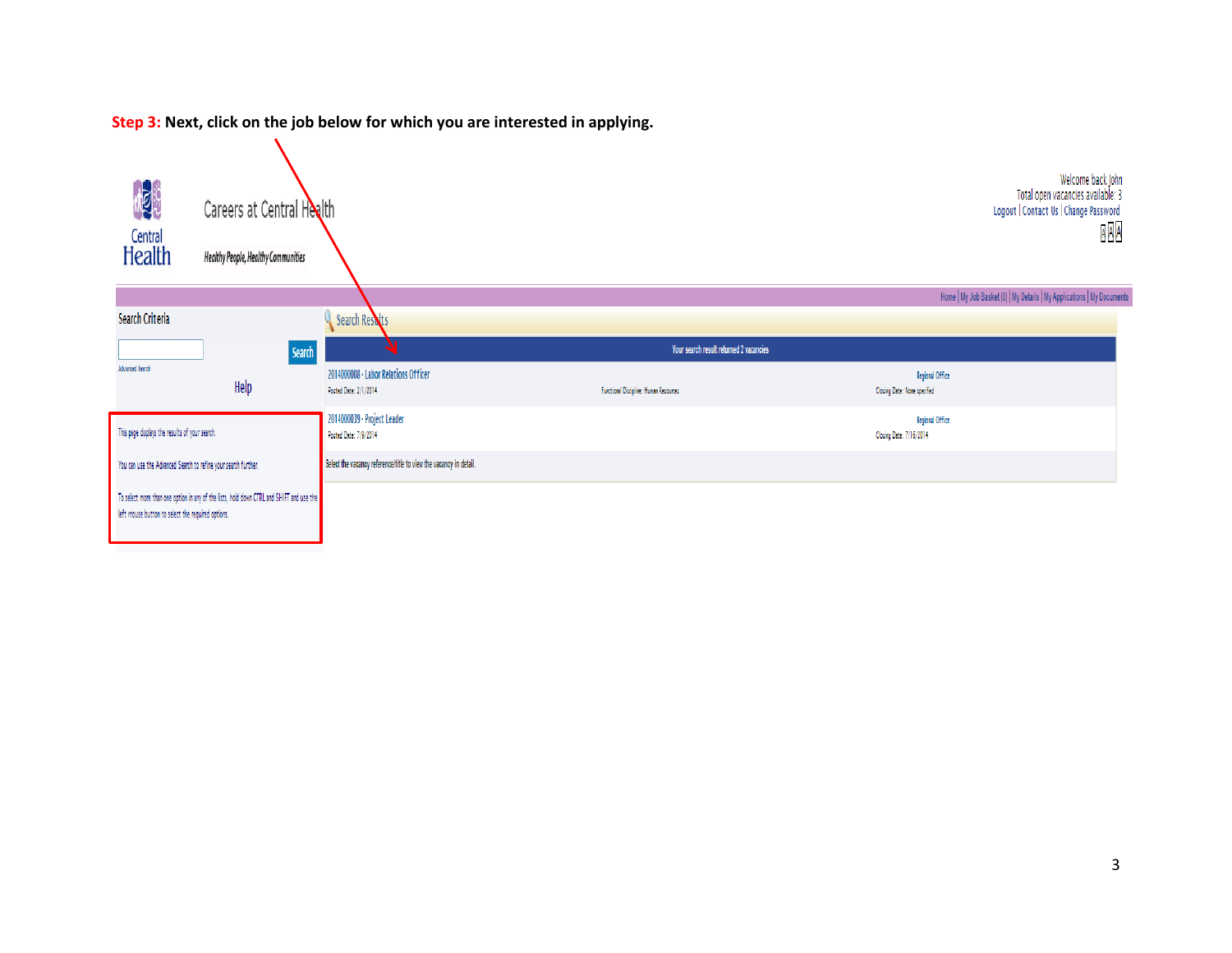**Step 3: Next, click on the job below for which you are interested in applying.**

Careers at Central Health

*Healthy People, Healthy Communities*

Welcome back John
Total open vacancies available: 3
Logout | Contact Us | Change Password

Home | My Job Basket (0) | My Details | My Applications | My Documents

**Search Criteria**

Search

Advanced Search

**Help**

This page displays the results of your search.

You can use the Advanced Search to refine your search further.

To select more than one option in any of the lists, hold down CTRL and SHIFT and use the left mouse button to select the required options.

**Search Results**

Your search result returned 2 vacancies

| | | |
|---|---|---|
| 2014000008 - Labor Relations Officer<br>Posted Date: 2/1/2014 | Functional Discipline: Human Resources | Regional Office<br>Closing Date: None specified |
| 2014000039 - Project Leader<br>Posted Date: 7/9/2014 | | Regional Office<br>Closing Date: 7/16/2014 |

Select the vacancy reference/title to view the vacancy in detail.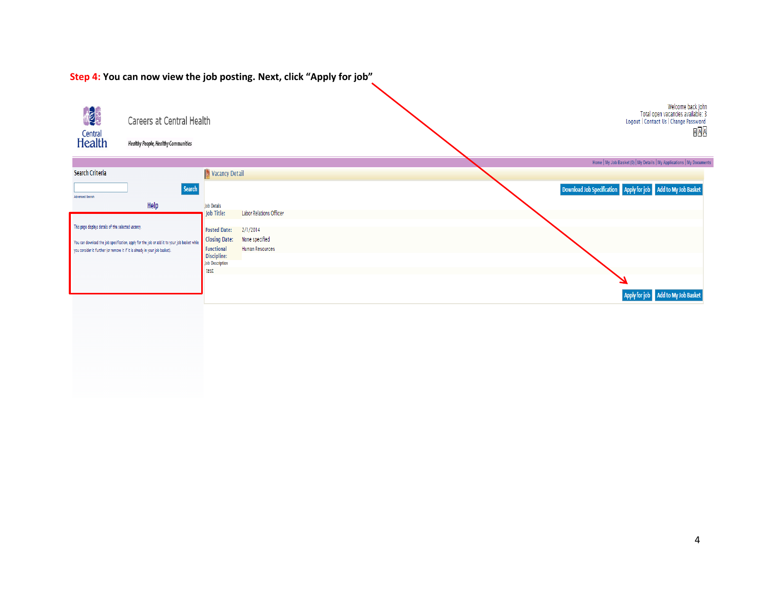**Step 4: You can now view the job posting. Next, click "Apply for job"**

Central Health

Careers at Central Health

*Healthy People, Healthy Communities*

Welcome back John
Total open vacancies available: 3
Logout | Contact Us | Change Password

Home | My Job Basket (0) | My Details | My Applications | My Documents

Search Criteria

Search

Advanced Search

Help

This page displays details of the selected vacancy

You can download the job specification, apply for the job or add it to your job basket while you consider it further (or remove it if it is already in your job basket).

Vacancy Detail

Download Job Specification | Apply for job | Add to My Job Basket

Job Details

| | |
|---|---|
| Job Title: | Labor Relations Officer |
| Posted Date: | 2/1/2014 |
| Closing Date: | None specified |
| Functional Discipline: | Human Resources |

Job Description

test

Apply for job | Add to My Job Basket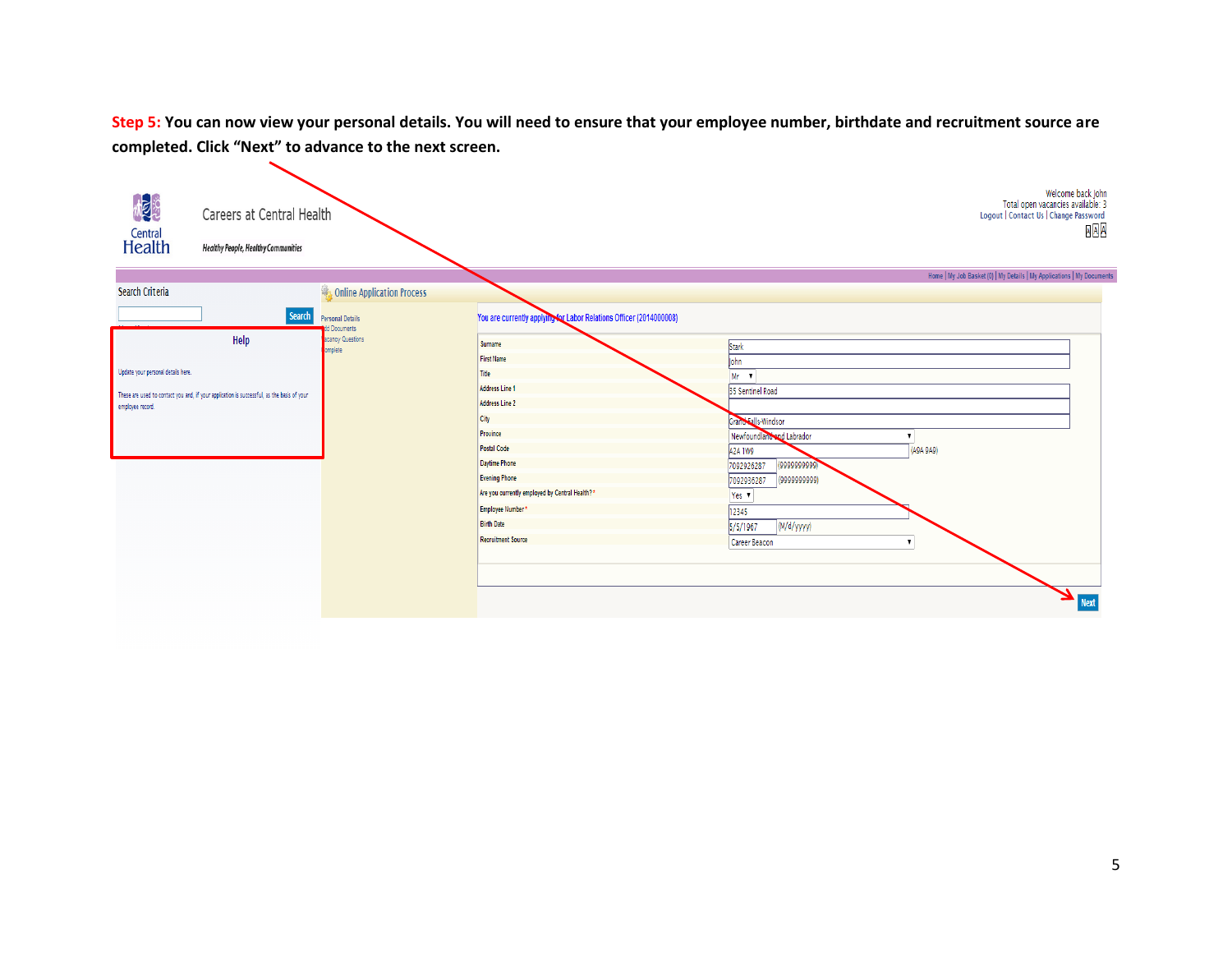**Step 5: You can now view your personal details. You will need to ensure that your employee number, birthdate and recruitment source are completed. Click "Next" to advance to the next screen.**

Careers at Central Health

*Healthy People, Healthy Communities*

Welcome back John
Total open vacancies available: 3
Logout | Contact Us | Change Password

Home | My Job Basket (0) | My Details | My Applications | My Documents

Search Criteria

Search

**Help**

Update your personal details here.

These are used to contact you and, if your application is successful, as the basis of your employee record.

Online Application Process

- Personal Details
- Add Documents
- Vacancy Questions
- Complete

You are currently applying for Labor Relations Officer (2014000008)

| Field | Value |
| --- | --- |
| Surname | Stark |
| First Name | John |
| Title | Mr |
| Address Line 1 | 35 Sentinel Road |
| Address Line 2 | |
| City | Grand Falls-Windsor |
| Province | Newfoundland and Labrador |
| Postal Code | A2A 1W9 (A9A 9A9) |
| Daytime Phone | 7092926287 (9999999999) |
| Evening Phone | 7092936287 (9999999999) |
| Are you currently employed by Central Health?* | Yes |
| Employee Number* | 12345 |
| Birth Date | 5/5/1967 (M/d/yyyy) |
| Recruitment Source | Career Beacon |

Next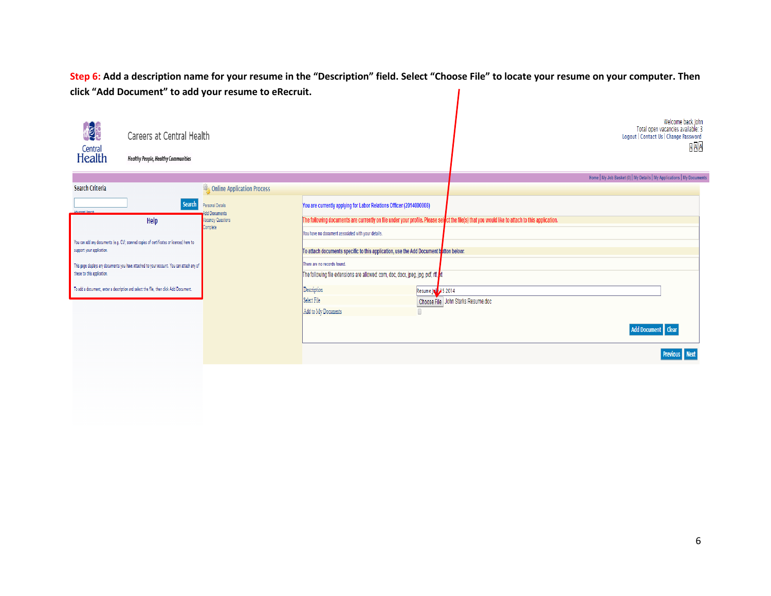**Step 6:** Add a description name for your resume in the "Description" field. Select "Choose File" to locate your resume on your computer. Then click "Add Document" to add your resume to eRecruit.

Central Health

Careers at Central Health

*Healthy People, Healthy Communities*

Welcome back John
Total open vacancies available: 3
Logout | Contact Us | Change Password

Home | My Job Basket (0) | My Details | My Applications | My Documents

Search Criteria

Search

Help

You can add any documents (e.g. CV, scanned copies of certificates or licences) here to support your application.

This page displays any documents you have attached to your account. You can attach any of these to this application.

To add a document, enter a description and select the file, then click Add Document.

Online Application Process

Personal Details
Add Documents
Vacancy Questions
Complete

You are currently applying for Labor Relations Officer (2014000008)

The following documents are currently on file under your profile. Please select the file(s) that you would like to attach to this application.

You have no document associated with your details.

To attach documents specific to this application, use the Add Document button below:

There are no records found.

The following file extensions are allowed: com, doc, docx, jpeg, jpg, pdf, rtf, txt

Description: Resume J... 5 2014

Select File: Choose File John Starks Resume.doc

Add to My Documents

Add Document | Clear

Previous | Next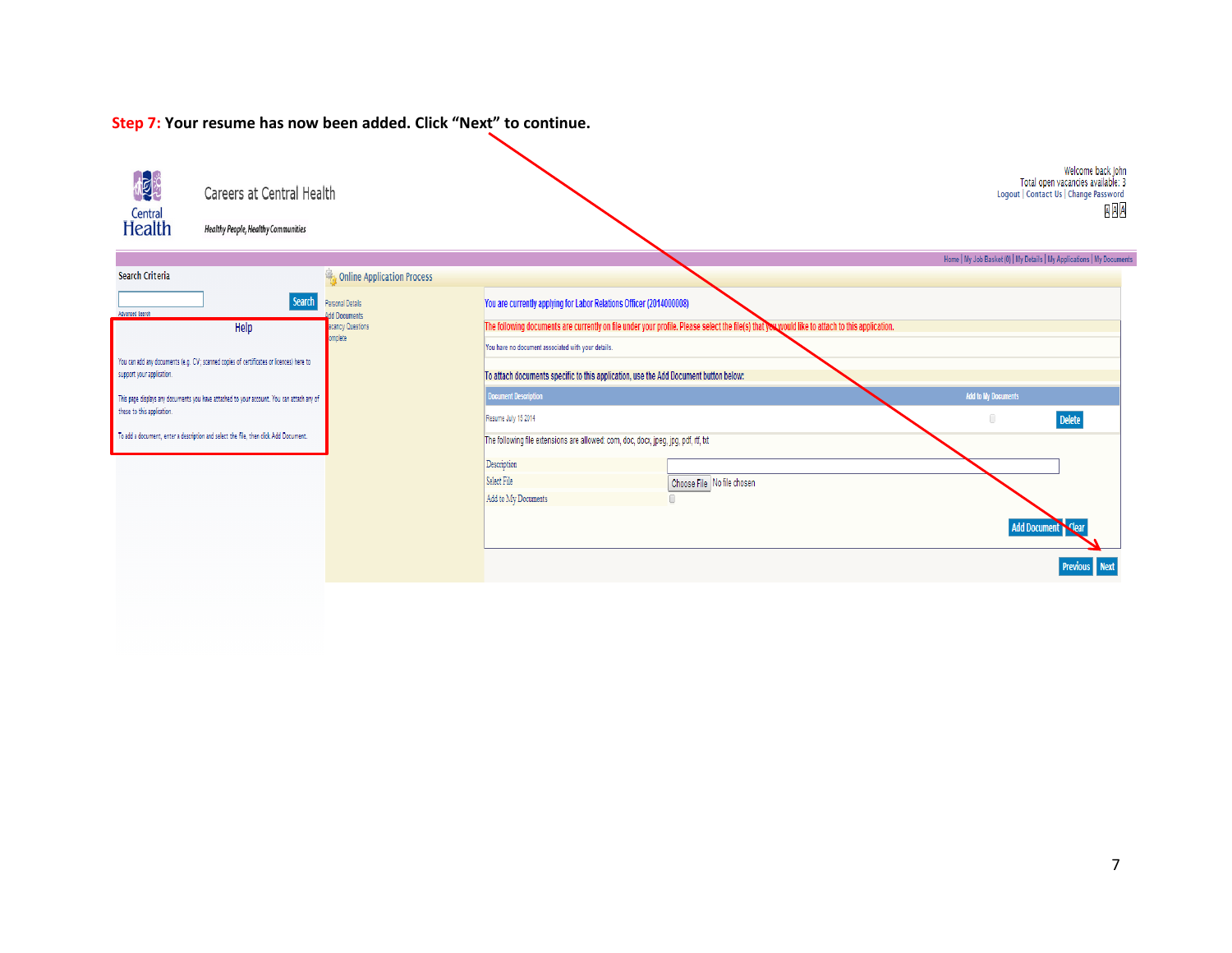**Step 7: Your resume has now been added. Click "Next" to continue.**

Careers at Central Health

*Healthy People, Healthy Communities*

Welcome back John
Total open vacancies available: 3
Logout | Contact Us | Change Password

Home | My Job Basket (0) | My Details | My Applications | My Documents

Search Criteria

Search

Advanced Search

**Help**

You can add any documents (e.g. CV, scanned copies of certificates or licences) here to support your application.

This page displays any documents you have attached to your account. You can attach any of these to this application.

To add a document, enter a description and select the file, then click Add Document.

Online Application Process

- Personal Details
- Add Documents
- Vacancy Questions
- Complete

You are currently applying for Labor Relations Officer (2014000008)

The following documents are currently on file under your profile. Please select the file(s) that you would like to attach to this application.

You have no document associated with your details.

To attach documents specific to this application, use the Add Document button below:

| Document Description | Add to My Documents | |
|---|---|---|
| Resume July 15 2014 | | Delete |

The following file extensions are allowed: com, doc, docx, jpeg, jpg, pdf, rtf, txt

Description

Select File — Choose File — No file chosen

Add to My Documents

Add Document | Clear

Previous | Next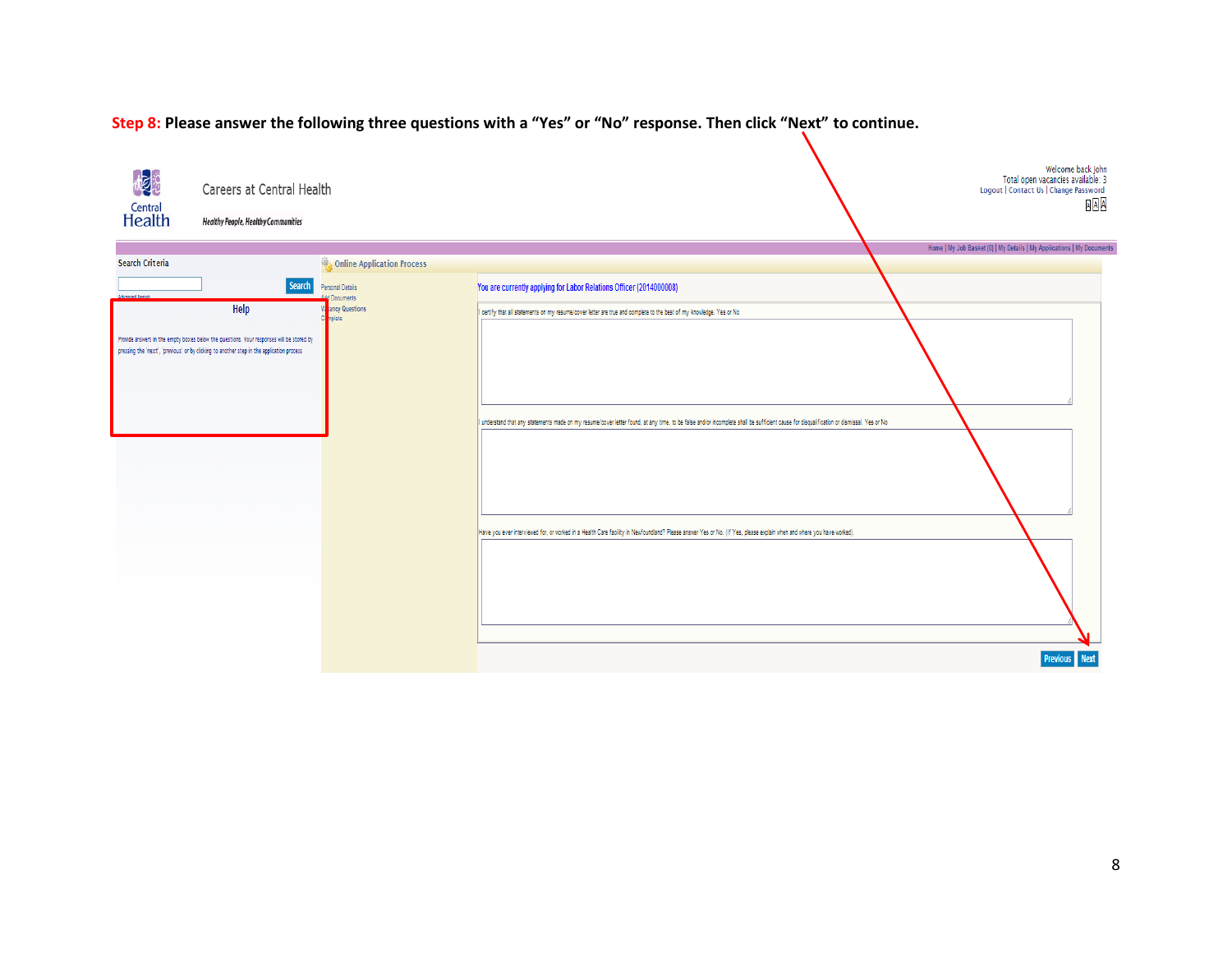**Step 8: Please answer the following three questions with a "Yes" or "No" response. Then click "Next" to continue.**

Careers at Central Health

*Healthy People, Healthy Communities*

Welcome back John
Total open vacancies available: 3
Logout | Contact Us | Change Password

Home | My Job Basket (0) | My Details | My Applications | My Documents

Search Criteria

Search

Advanced Search

Help

Provide answers in the empty boxes below the questions. Your responses will be stored by pressing the 'next', 'previous' or by clicking to another step in the application process

Online Application Process

- Personal Details
- Add Documents
- Vacancy Questions
- Complete

You are currently applying for Labor Relations Officer (2014000008)

I certify that all statements on my resume/cover letter are true and complete to the best of my knowledge. Yes or No

I understand that any statements made on my resume/cover letter found, at any time, to be false and/or incomplete shall be sufficient cause for disqualification or dismissal. Yes or No

Have you ever interviewed for, or worked in a Health Care facility in Newfoundland? Please answer Yes or No. (If Yes, please explain when and where you have worked).

Previous Next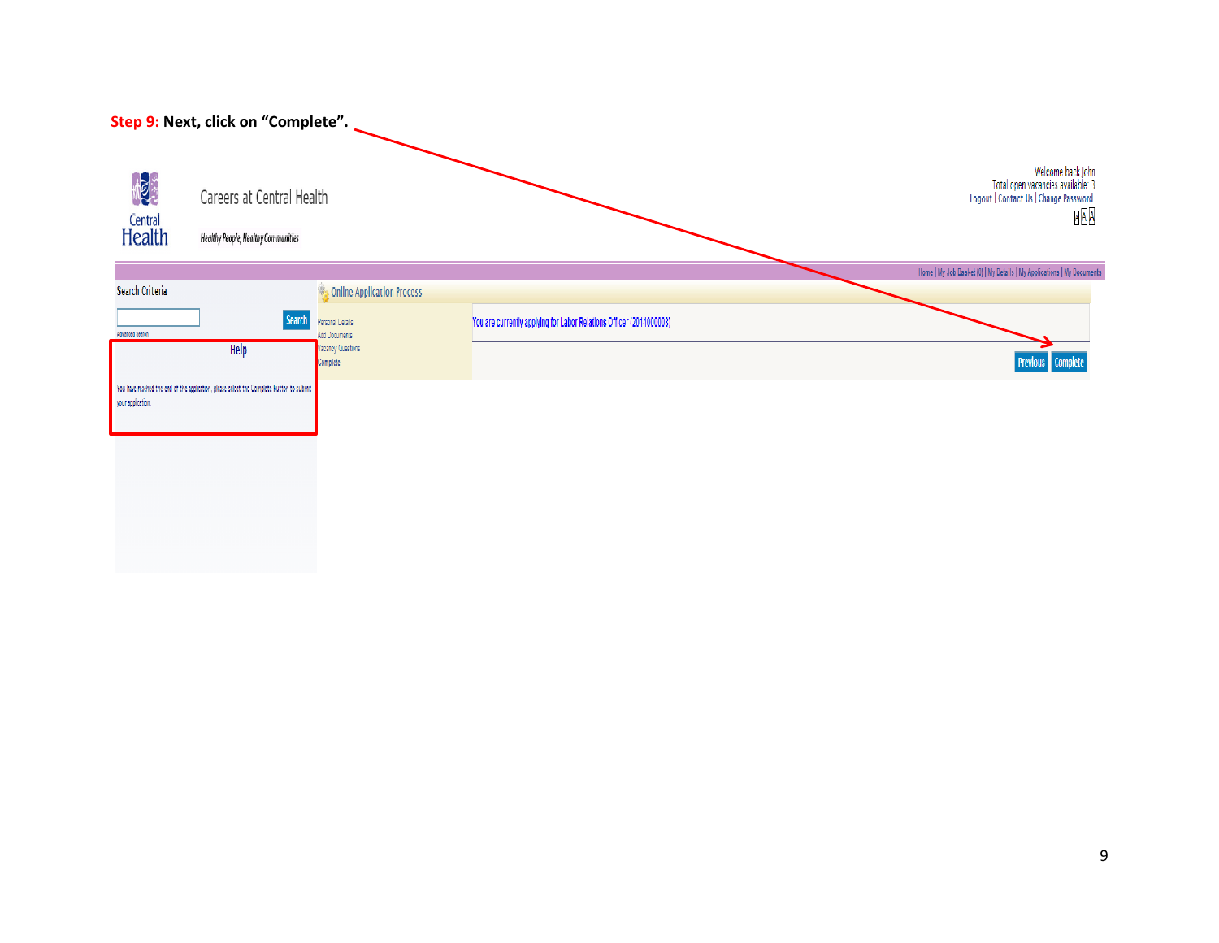**Step 9: Next, click on "Complete".**

Careers at Central Health

*Healthy People, Healthy Communities*

Welcome back John
Total open vacancies available: 3
Logout | Contact Us | Change Password

Home | My Job Basket (0) | My Details | My Applications | My Documents

Search Criteria

Search

Advanced Search

Help

You have reached the end of the application, please select the Complete button to submit your application.

Online Application Process

- Personal Details
- Add Documents
- Vacancy Questions
- Complete

You are currently applying for Labor Relations Officer (2014000008)

Previous | Complete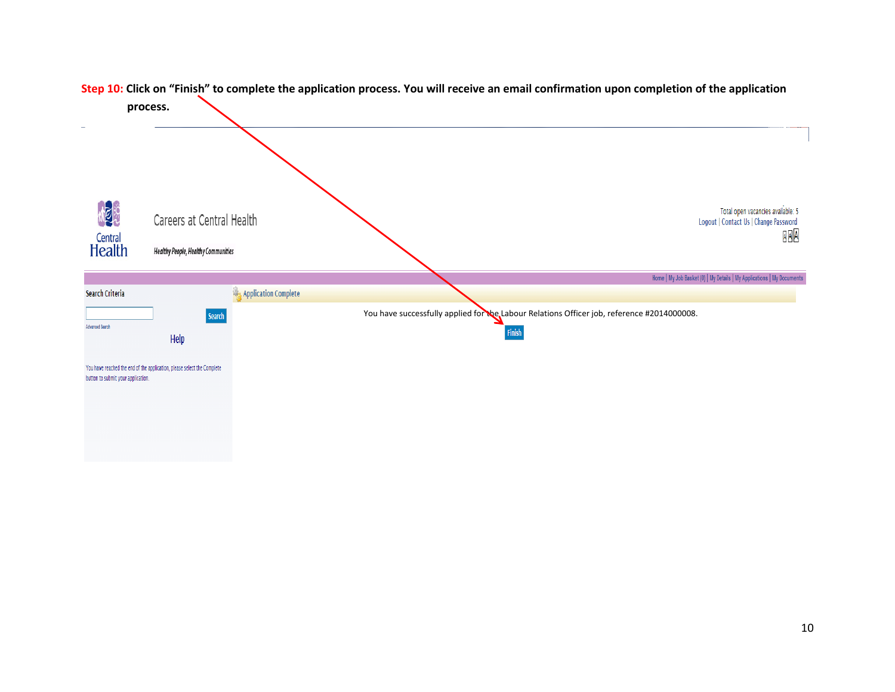**Step 10: Click on "Finish" to complete the application process. You will receive an email confirmation upon completion of the application process.**

Central Health

Careers at Central Health

*Healthy People, Healthy Communities*

Total open vacancies available: 5

Logout | Contact Us | Change Password

Home | My Job Basket (0) | My Details | My Applications | My Documents

Search Criteria

Search

Advanced Search

Help

You have reached the end of the application, please select the Complete button to submit your application.

Application Complete

You have successfully applied for the Labour Relations Officer job, reference #2014000008.

Finish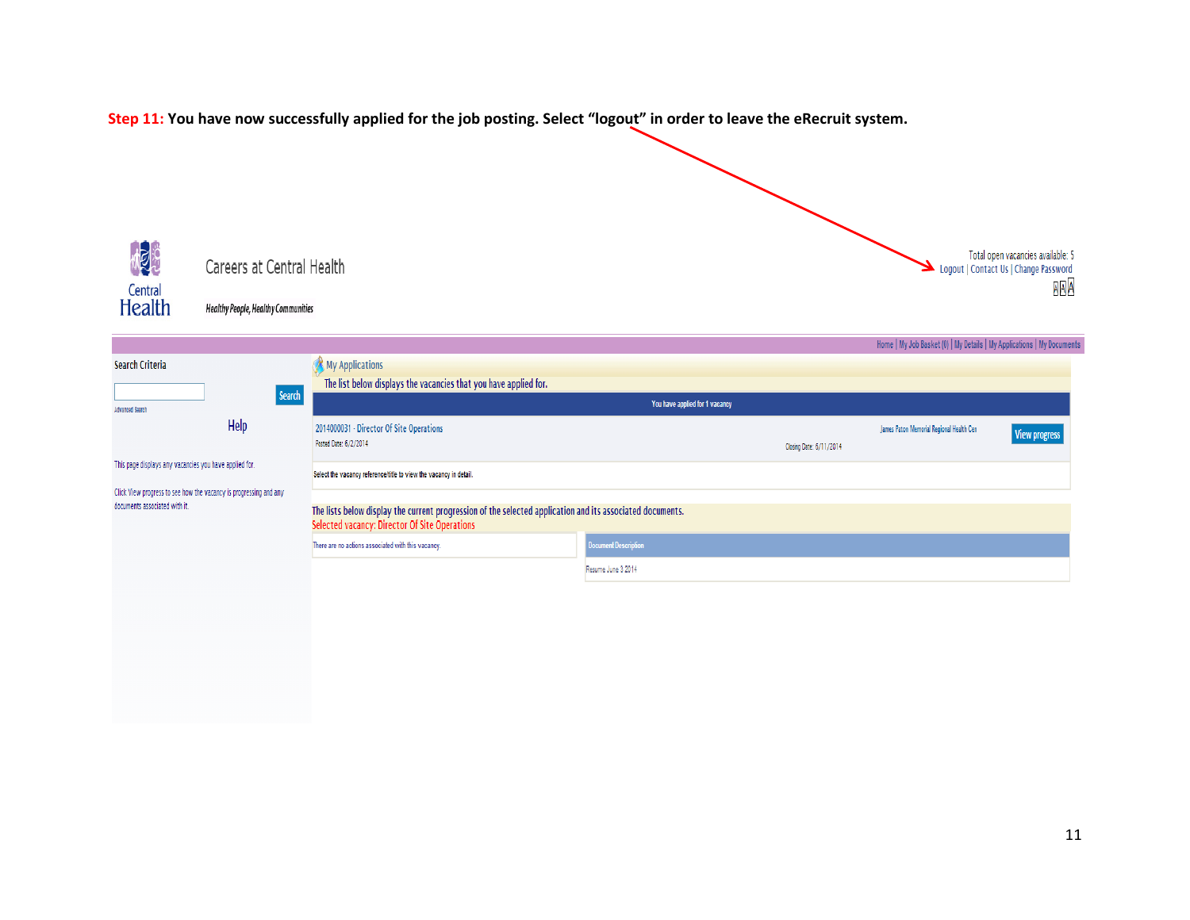**Step 11: You have now successfully applied for the job posting. Select "logout" in order to leave the eRecruit system.**

Central Health

Careers at Central Health

*Healthy People, Healthy Communities*

Total open vacancies available: 5

Logout | Contact Us | Change Password

A A A

Home | My Job Basket (0) | My Details | My Applications | My Documents

Search Criteria

Search

Advanced Search

Help

This page displays any vacancies you have applied for.

Click View progress to see how the vacancy is progressing and any documents associated with it.

My Applications

The list below displays the vacancies that you have applied for.

You have applied for 1 vacancy

2014000031 - Director Of Site Operations

Posted Date: 6/2/2014

Closing Date: 6/11/2014

James Paton Memorial Regional Health Cen

View progress

Select the vacancy reference/title to view the vacancy in detail.

The lists below display the current progression of the selected application and its associated documents.

Selected vacancy: Director Of Site Operations

There are no actions associated with this vacancy.

| Document Description |
|---|
| Resume June 3 2014 |